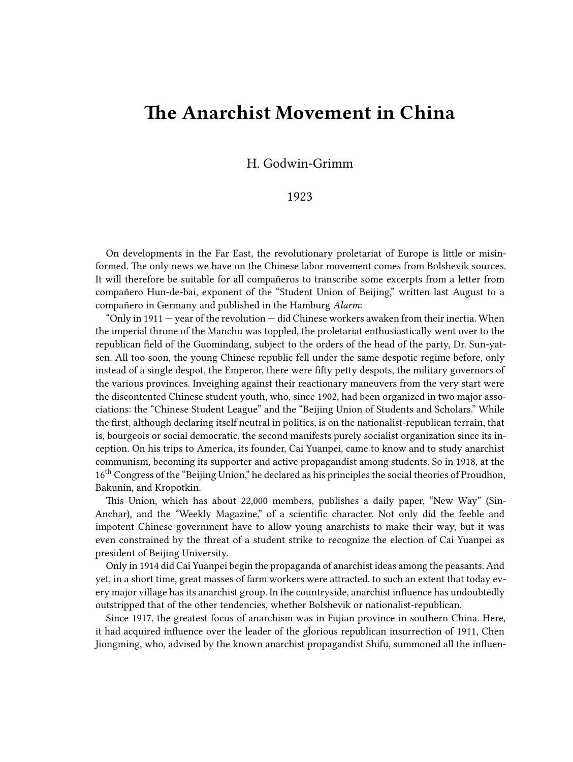# The Anarchist Movement in China

H. Godwin-Grimm

1923

On developments in the Far East, the revolutionary proletariat of Europe is little or misinformed. The only news we have on the Chinese labor movement comes from Bolshevik sources. It will therefore be suitable for all compañeros to transcribe some excerpts from a letter from compañero Hun-de-bai, exponent of the "Student Union of Beijing," written last August to a compañero in Germany and published in the Hamburg *Alarm*:

"Only in 1911 — year of the revolution — did Chinese workers awaken from their inertia. When the imperial throne of the Manchu was toppled, the proletariat enthusiastically went over to the republican field of the Guomindang, subject to the orders of the head of the party, Dr. Sun-yat-sen. All too soon, the young Chinese republic fell under the same despotic regime before, only instead of a single despot, the Emperor, there were fifty petty despots, the military governors of the various provinces. Inveighing against their reactionary maneuvers from the very start were the discontented Chinese student youth, who, since 1902, had been organized in two major associations: the "Chinese Student League" and the "Beijing Union of Students and Scholars." While the first, although declaring itself neutral in politics, is on the nationalist-republican terrain, that is, bourgeois or social democratic, the second manifests purely socialist organization since its inception. On his trips to America, its founder, Cai Yuanpei, came to know and to study anarchist communism, becoming its supporter and active propagandist among students. So in 1918, at the 16th Congress of the "Beijing Union," he declared as his principles the social theories of Proudhon, Bakunin, and Kropotkin.

This Union, which has about 22,000 members, publishes a daily paper, "New Way" (Sin-Anchar), and the "Weekly Magazine," of a scientific character. Not only did the feeble and impotent Chinese government have to allow young anarchists to make their way, but it was even constrained by the threat of a student strike to recognize the election of Cai Yuanpei as president of Beijing University.

Only in 1914 did Cai Yuanpei begin the propaganda of anarchist ideas among the peasants. And yet, in a short time, great masses of farm workers were attracted. to such an extent that today every major village has its anarchist group. In the countryside, anarchist influence has undoubtedly outstripped that of the other tendencies, whether Bolshevik or nationalist-republican.

Since 1917, the greatest focus of anarchism was in Fujian province in southern China. Here, it had acquired influence over the leader of the glorious republican insurrection of 1911, Chen Jiongming, who, advised by the known anarchist propagandist Shifu, summoned all the influen-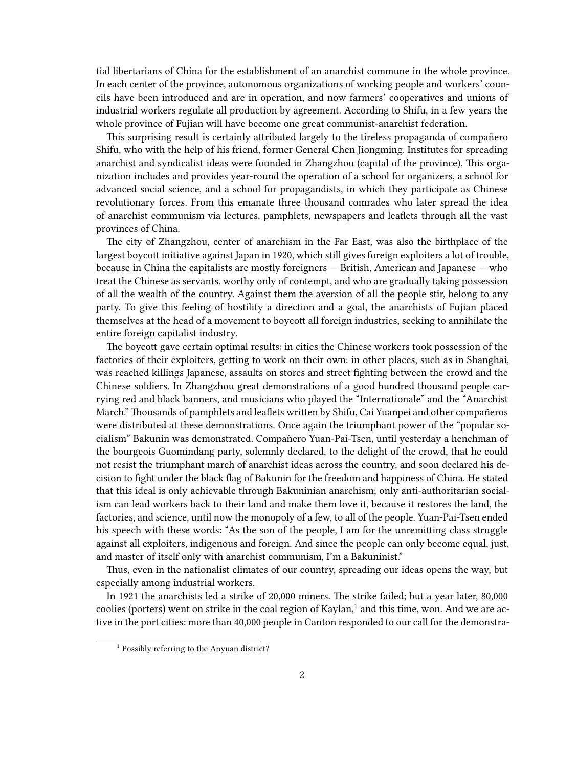tial libertarians of China for the establishment of an anarchist commune in the whole province. In each center of the province, autonomous organizations of working people and workers' councils have been introduced and are in operation, and now farmers' cooperatives and unions of industrial workers regulate all production by agreement. According to Shifu, in a few years the whole province of Fujian will have become one great communist-anarchist federation.

This surprising result is certainly attributed largely to the tireless propaganda of compañero Shifu, who with the help of his friend, former General Chen Jiongming. Institutes for spreading anarchist and syndicalist ideas were founded in Zhangzhou (capital of the province). This organization includes and provides year-round the operation of a school for organizers, a school for advanced social science, and a school for propagandists, in which they participate as Chinese revolutionary forces. From this emanate three thousand comrades who later spread the idea of anarchist communism via lectures, pamphlets, newspapers and leaflets through all the vast provinces of China.

The city of Zhangzhou, center of anarchism in the Far East, was also the birthplace of the largest boycott initiative against Japan in 1920, which still gives foreign exploiters a lot of trouble, because in China the capitalists are mostly foreigners — British, American and Japanese — who treat the Chinese as servants, worthy only of contempt, and who are gradually taking possession of all the wealth of the country. Against them the aversion of all the people stir, belong to any party. To give this feeling of hostility a direction and a goal, the anarchists of Fujian placed themselves at the head of a movement to boycott all foreign industries, seeking to annihilate the entire foreign capitalist industry.

The boycott gave certain optimal results: in cities the Chinese workers took possession of the factories of their exploiters, getting to work on their own: in other places, such as in Shanghai, was reached killings Japanese, assaults on stores and street fighting between the crowd and the Chinese soldiers. In Zhangzhou great demonstrations of a good hundred thousand people carrying red and black banners, and musicians who played the "Internationale" and the "Anarchist March." Thousands of pamphlets and leaflets written by Shifu, Cai Yuanpei and other compañeros were distributed at these demonstrations. Once again the triumphant power of the "popular socialism" Bakunin was demonstrated. Compañero Yuan-Pai-Tsen, until yesterday a henchman of the bourgeois Guomindang party, solemnly declared, to the delight of the crowd, that he could not resist the triumphant march of anarchist ideas across the country, and soon declared his decision to fight under the black flag of Bakunin for the freedom and happiness of China. He stated that this ideal is only achievable through Bakuninian anarchism; only anti-authoritarian socialism can lead workers back to their land and make them love it, because it restores the land, the factories, and science, until now the monopoly of a few, to all of the people. Yuan-Pai-Tsen ended his speech with these words: "As the son of the people, I am for the unremitting class struggle against all exploiters, indigenous and foreign. And since the people can only become equal, just, and master of itself only with anarchist communism, I'm a Bakuninist."

Thus, even in the nationalist climates of our country, spreading our ideas opens the way, but especially among industrial workers.

In 1921 the anarchists led a strike of 20,000 miners. The strike failed; but a year later, 80,000 coolies (porters) went on strike in the coal region of Kaylan,[1] and this time, won. And we are active in the port cities: more than 40,000 people in Canton responded to our call for the demonstra-

[1] Possibly referring to the Anyuan district?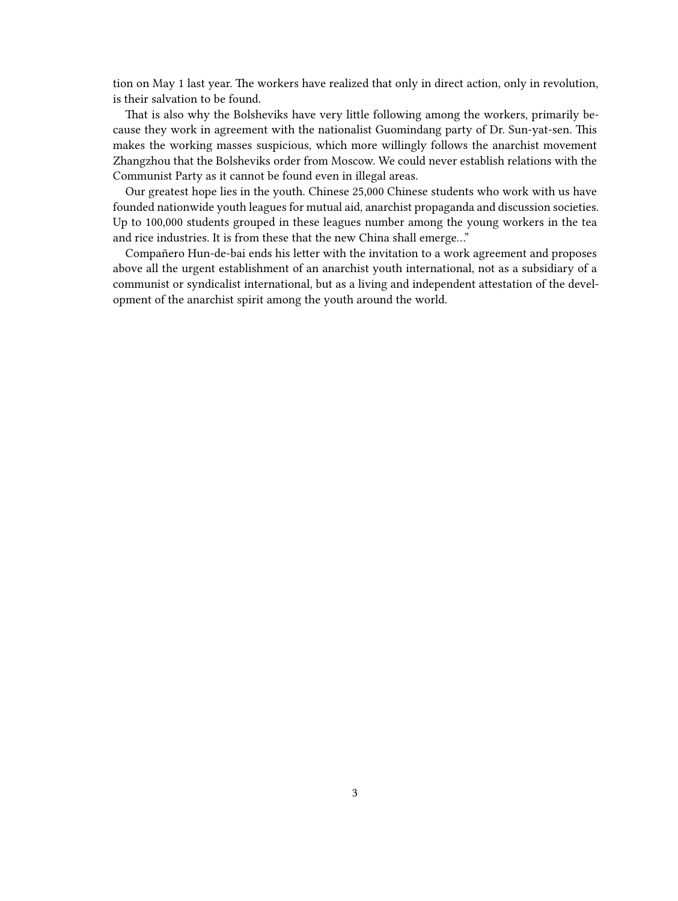tion on May 1 last year. The workers have realized that only in direct action, only in revolution, is their salvation to be found.

That is also why the Bolsheviks have very little following among the workers, primarily because they work in agreement with the nationalist Guomindang party of Dr. Sun-yat-sen. This makes the working masses suspicious, which more willingly follows the anarchist movement Zhangzhou that the Bolsheviks order from Moscow. We could never establish relations with the Communist Party as it cannot be found even in illegal areas.

Our greatest hope lies in the youth. Chinese 25,000 Chinese students who work with us have founded nationwide youth leagues for mutual aid, anarchist propaganda and discussion societies. Up to 100,000 students grouped in these leagues number among the young workers in the tea and rice industries. It is from these that the new China shall emerge…"

Compañero Hun-de-bai ends his letter with the invitation to a work agreement and proposes above all the urgent establishment of an anarchist youth international, not as a subsidiary of a communist or syndicalist international, but as a living and independent attestation of the development of the anarchist spirit among the youth around the world.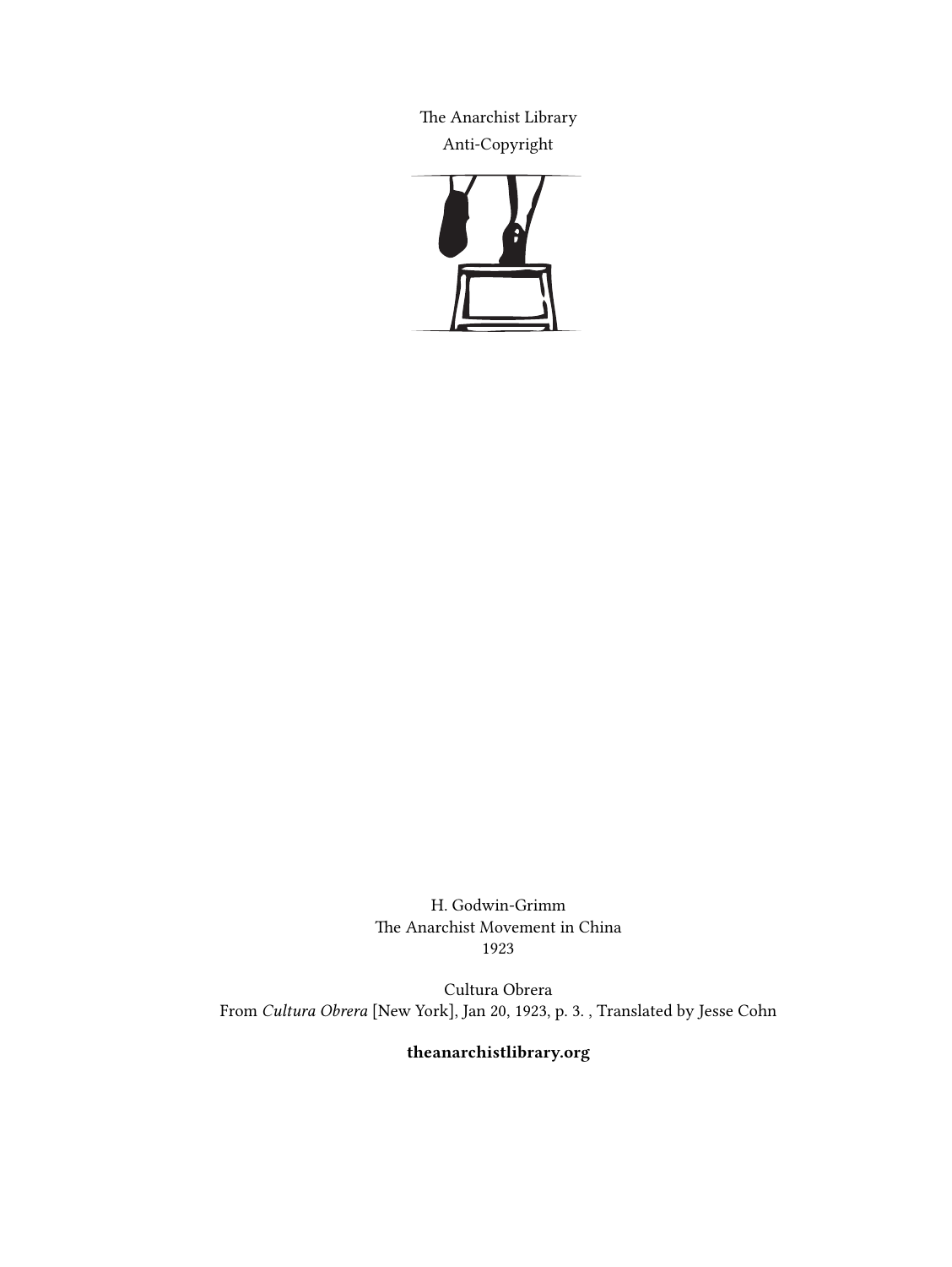The Anarchist Library
Anti-Copyright

H. Godwin-Grimm
The Anarchist Movement in China
1923

Cultura Obrera
From *Cultura Obrera* [New York], Jan 20, 1923, p. 3. , Translated by Jesse Cohn

**theanarchistlibrary.org**